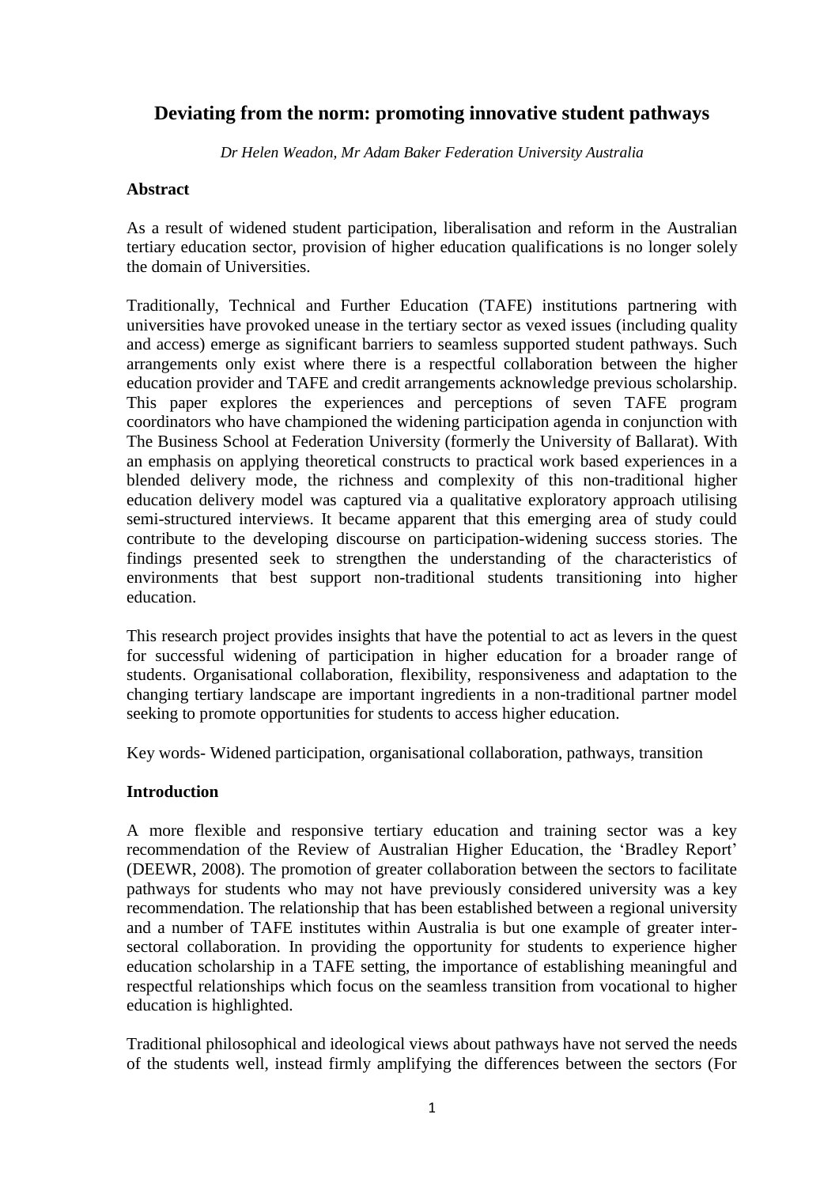# Deviating from the norm: promoting innovative student pathways

*Dr Helen Weadon, Mr Adam Baker Federation University Australia*

## Abstract

As a result of widened student participation, liberalisation and reform in the Australian tertiary education sector, provision of higher education qualifications is no longer solely the domain of Universities.

Traditionally, Technical and Further Education (TAFE) institutions partnering with universities have provoked unease in the tertiary sector as vexed issues (including quality and access) emerge as significant barriers to seamless supported student pathways. Such arrangements only exist where there is a respectful collaboration between the higher education provider and TAFE and credit arrangements acknowledge previous scholarship. This paper explores the experiences and perceptions of seven TAFE program coordinators who have championed the widening participation agenda in conjunction with The Business School at Federation University (formerly the University of Ballarat). With an emphasis on applying theoretical constructs to practical work based experiences in a blended delivery mode, the richness and complexity of this non-traditional higher education delivery model was captured via a qualitative exploratory approach utilising semi-structured interviews. It became apparent that this emerging area of study could contribute to the developing discourse on participation-widening success stories. The findings presented seek to strengthen the understanding of the characteristics of environments that best support non-traditional students transitioning into higher education.

This research project provides insights that have the potential to act as levers in the quest for successful widening of participation in higher education for a broader range of students. Organisational collaboration, flexibility, responsiveness and adaptation to the changing tertiary landscape are important ingredients in a non-traditional partner model seeking to promote opportunities for students to access higher education.

Key words- Widened participation, organisational collaboration, pathways, transition

## Introduction

A more flexible and responsive tertiary education and training sector was a key recommendation of the Review of Australian Higher Education, the 'Bradley Report' (DEEWR, 2008). The promotion of greater collaboration between the sectors to facilitate pathways for students who may not have previously considered university was a key recommendation. The relationship that has been established between a regional university and a number of TAFE institutes within Australia is but one example of greater inter-sectoral collaboration. In providing the opportunity for students to experience higher education scholarship in a TAFE setting, the importance of establishing meaningful and respectful relationships which focus on the seamless transition from vocational to higher education is highlighted.

Traditional philosophical and ideological views about pathways have not served the needs of the students well, instead firmly amplifying the differences between the sectors (For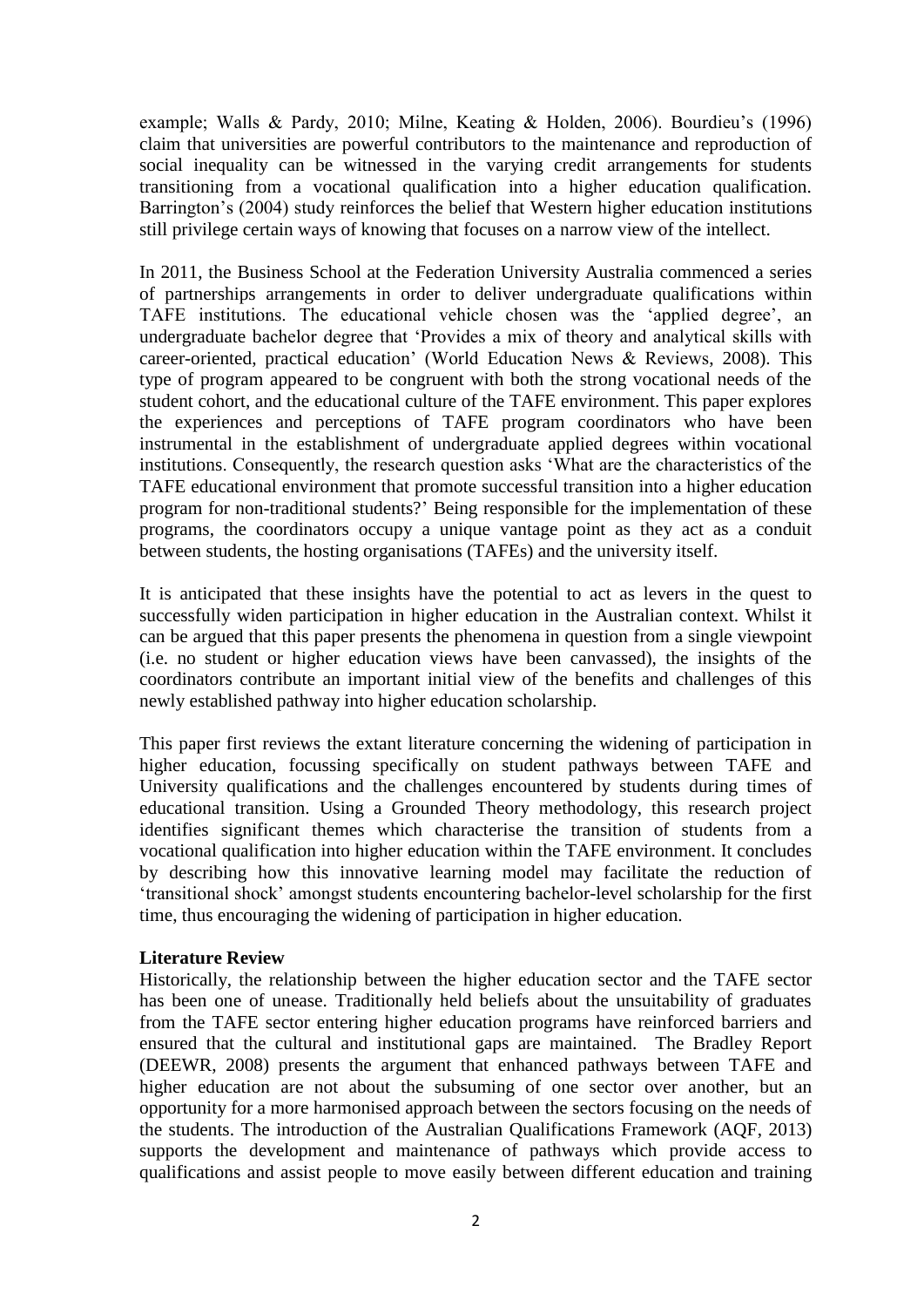example; Walls & Pardy, 2010; Milne, Keating & Holden, 2006). Bourdieu's (1996) claim that universities are powerful contributors to the maintenance and reproduction of social inequality can be witnessed in the varying credit arrangements for students transitioning from a vocational qualification into a higher education qualification. Barrington's (2004) study reinforces the belief that Western higher education institutions still privilege certain ways of knowing that focuses on a narrow view of the intellect.

In 2011, the Business School at the Federation University Australia commenced a series of partnerships arrangements in order to deliver undergraduate qualifications within TAFE institutions. The educational vehicle chosen was the 'applied degree', an undergraduate bachelor degree that 'Provides a mix of theory and analytical skills with career-oriented, practical education' (World Education News & Reviews, 2008). This type of program appeared to be congruent with both the strong vocational needs of the student cohort, and the educational culture of the TAFE environment. This paper explores the experiences and perceptions of TAFE program coordinators who have been instrumental in the establishment of undergraduate applied degrees within vocational institutions. Consequently, the research question asks 'What are the characteristics of the TAFE educational environment that promote successful transition into a higher education program for non-traditional students?' Being responsible for the implementation of these programs, the coordinators occupy a unique vantage point as they act as a conduit between students, the hosting organisations (TAFEs) and the university itself.

It is anticipated that these insights have the potential to act as levers in the quest to successfully widen participation in higher education in the Australian context. Whilst it can be argued that this paper presents the phenomena in question from a single viewpoint (i.e. no student or higher education views have been canvassed), the insights of the coordinators contribute an important initial view of the benefits and challenges of this newly established pathway into higher education scholarship.

This paper first reviews the extant literature concerning the widening of participation in higher education, focussing specifically on student pathways between TAFE and University qualifications and the challenges encountered by students during times of educational transition. Using a Grounded Theory methodology, this research project identifies significant themes which characterise the transition of students from a vocational qualification into higher education within the TAFE environment. It concludes by describing how this innovative learning model may facilitate the reduction of 'transitional shock' amongst students encountering bachelor-level scholarship for the first time, thus encouraging the widening of participation in higher education.

**Literature Review**

Historically, the relationship between the higher education sector and the TAFE sector has been one of unease. Traditionally held beliefs about the unsuitability of graduates from the TAFE sector entering higher education programs have reinforced barriers and ensured that the cultural and institutional gaps are maintained. The Bradley Report (DEEWR, 2008) presents the argument that enhanced pathways between TAFE and higher education are not about the subsuming of one sector over another, but an opportunity for a more harmonised approach between the sectors focusing on the needs of the students. The introduction of the Australian Qualifications Framework (AQF, 2013) supports the development and maintenance of pathways which provide access to qualifications and assist people to move easily between different education and training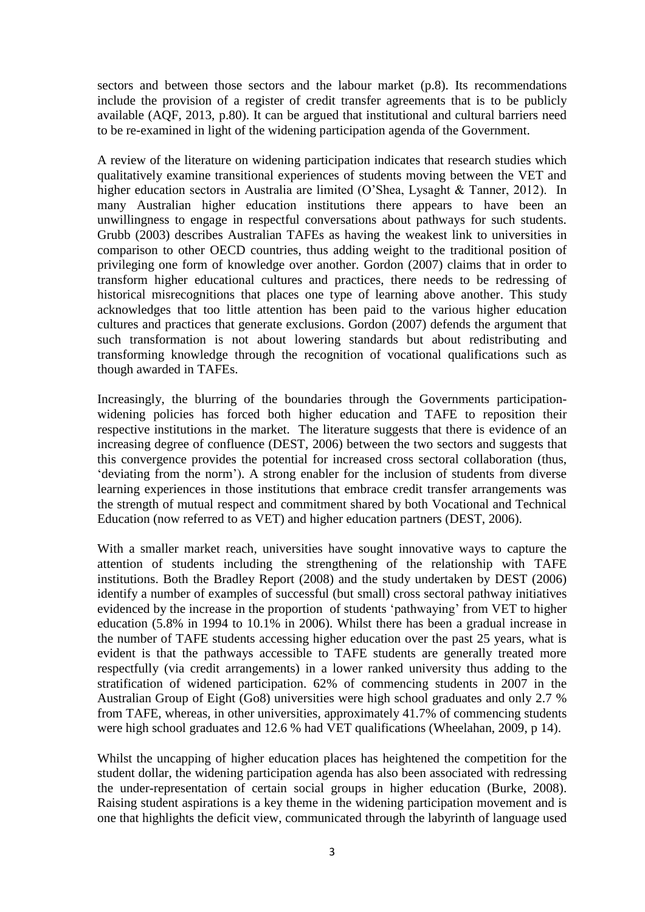sectors and between those sectors and the labour market (p.8). Its recommendations include the provision of a register of credit transfer agreements that is to be publicly available (AQF, 2013, p.80). It can be argued that institutional and cultural barriers need to be re-examined in light of the widening participation agenda of the Government.

A review of the literature on widening participation indicates that research studies which qualitatively examine transitional experiences of students moving between the VET and higher education sectors in Australia are limited (O'Shea, Lysaght & Tanner, 2012). In many Australian higher education institutions there appears to have been an unwillingness to engage in respectful conversations about pathways for such students. Grubb (2003) describes Australian TAFEs as having the weakest link to universities in comparison to other OECD countries, thus adding weight to the traditional position of privileging one form of knowledge over another. Gordon (2007) claims that in order to transform higher educational cultures and practices, there needs to be redressing of historical misrecognitions that places one type of learning above another. This study acknowledges that too little attention has been paid to the various higher education cultures and practices that generate exclusions. Gordon (2007) defends the argument that such transformation is not about lowering standards but about redistributing and transforming knowledge through the recognition of vocational qualifications such as though awarded in TAFEs.

Increasingly, the blurring of the boundaries through the Governments participation-widening policies has forced both higher education and TAFE to reposition their respective institutions in the market. The literature suggests that there is evidence of an increasing degree of confluence (DEST, 2006) between the two sectors and suggests that this convergence provides the potential for increased cross sectoral collaboration (thus, 'deviating from the norm'). A strong enabler for the inclusion of students from diverse learning experiences in those institutions that embrace credit transfer arrangements was the strength of mutual respect and commitment shared by both Vocational and Technical Education (now referred to as VET) and higher education partners (DEST, 2006).

With a smaller market reach, universities have sought innovative ways to capture the attention of students including the strengthening of the relationship with TAFE institutions. Both the Bradley Report (2008) and the study undertaken by DEST (2006) identify a number of examples of successful (but small) cross sectoral pathway initiatives evidenced by the increase in the proportion of students 'pathwaying' from VET to higher education (5.8% in 1994 to 10.1% in 2006). Whilst there has been a gradual increase in the number of TAFE students accessing higher education over the past 25 years, what is evident is that the pathways accessible to TAFE students are generally treated more respectfully (via credit arrangements) in a lower ranked university thus adding to the stratification of widened participation. 62% of commencing students in 2007 in the Australian Group of Eight (Go8) universities were high school graduates and only 2.7 % from TAFE, whereas, in other universities, approximately 41.7% of commencing students were high school graduates and 12.6 % had VET qualifications (Wheelahan, 2009, p 14).

Whilst the uncapping of higher education places has heightened the competition for the student dollar, the widening participation agenda has also been associated with redressing the under-representation of certain social groups in higher education (Burke, 2008). Raising student aspirations is a key theme in the widening participation movement and is one that highlights the deficit view, communicated through the labyrinth of language used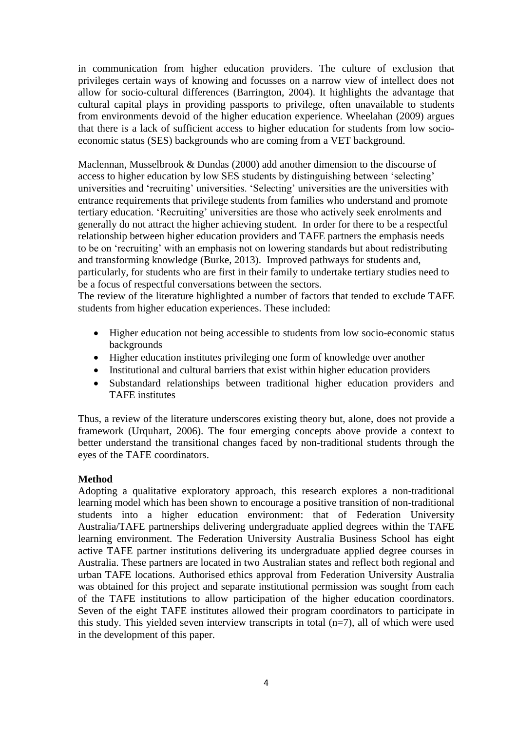in communication from higher education providers. The culture of exclusion that privileges certain ways of knowing and focusses on a narrow view of intellect does not allow for socio-cultural differences (Barrington, 2004). It highlights the advantage that cultural capital plays in providing passports to privilege, often unavailable to students from environments devoid of the higher education experience. Wheelahan (2009) argues that there is a lack of sufficient access to higher education for students from low socio-economic status (SES) backgrounds who are coming from a VET background.

Maclennan, Musselbrook & Dundas (2000) add another dimension to the discourse of access to higher education by low SES students by distinguishing between 'selecting' universities and 'recruiting' universities. 'Selecting' universities are the universities with entrance requirements that privilege students from families who understand and promote tertiary education. 'Recruiting' universities are those who actively seek enrolments and generally do not attract the higher achieving student. In order for there to be a respectful relationship between higher education providers and TAFE partners the emphasis needs to be on 'recruiting' with an emphasis not on lowering standards but about redistributing and transforming knowledge (Burke, 2013). Improved pathways for students and, particularly, for students who are first in their family to undertake tertiary studies need to be a focus of respectful conversations between the sectors.

The review of the literature highlighted a number of factors that tended to exclude TAFE students from higher education experiences. These included:

- Higher education not being accessible to students from low socio-economic status backgrounds
- Higher education institutes privileging one form of knowledge over another
- Institutional and cultural barriers that exist within higher education providers
- Substandard relationships between traditional higher education providers and TAFE institutes

Thus, a review of the literature underscores existing theory but, alone, does not provide a framework (Urquhart, 2006). The four emerging concepts above provide a context to better understand the transitional changes faced by non-traditional students through the eyes of the TAFE coordinators.

**Method**

Adopting a qualitative exploratory approach, this research explores a non-traditional learning model which has been shown to encourage a positive transition of non-traditional students into a higher education environment: that of Federation University Australia/TAFE partnerships delivering undergraduate applied degrees within the TAFE learning environment. The Federation University Australia Business School has eight active TAFE partner institutions delivering its undergraduate applied degree courses in Australia. These partners are located in two Australian states and reflect both regional and urban TAFE locations. Authorised ethics approval from Federation University Australia was obtained for this project and separate institutional permission was sought from each of the TAFE institutions to allow participation of the higher education coordinators. Seven of the eight TAFE institutes allowed their program coordinators to participate in this study. This yielded seven interview transcripts in total (n=7), all of which were used in the development of this paper.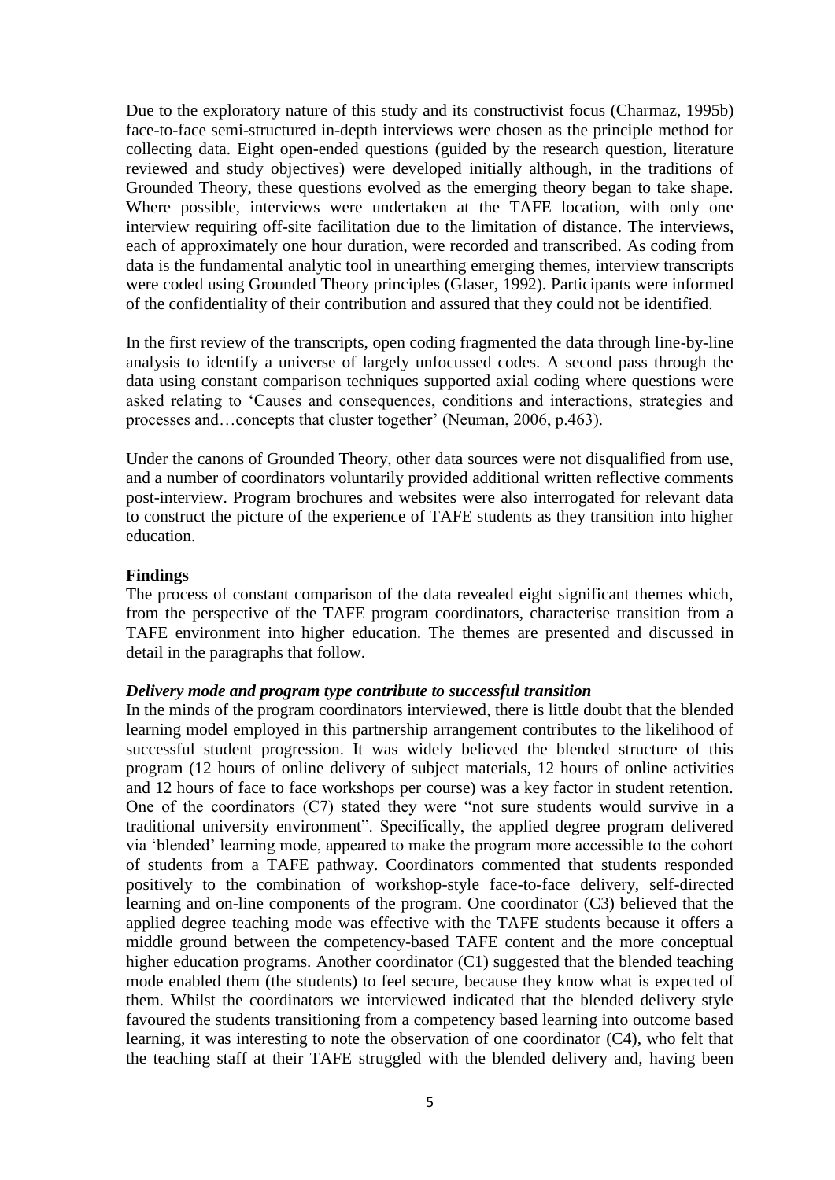Due to the exploratory nature of this study and its constructivist focus (Charmaz, 1995b) face-to-face semi-structured in-depth interviews were chosen as the principle method for collecting data. Eight open-ended questions (guided by the research question, literature reviewed and study objectives) were developed initially although, in the traditions of Grounded Theory, these questions evolved as the emerging theory began to take shape. Where possible, interviews were undertaken at the TAFE location, with only one interview requiring off-site facilitation due to the limitation of distance. The interviews, each of approximately one hour duration, were recorded and transcribed. As coding from data is the fundamental analytic tool in unearthing emerging themes, interview transcripts were coded using Grounded Theory principles (Glaser, 1992). Participants were informed of the confidentiality of their contribution and assured that they could not be identified.

In the first review of the transcripts, open coding fragmented the data through line-by-line analysis to identify a universe of largely unfocussed codes. A second pass through the data using constant comparison techniques supported axial coding where questions were asked relating to 'Causes and consequences, conditions and interactions, strategies and processes and…concepts that cluster together' (Neuman, 2006, p.463).

Under the canons of Grounded Theory, other data sources were not disqualified from use, and a number of coordinators voluntarily provided additional written reflective comments post-interview. Program brochures and websites were also interrogated for relevant data to construct the picture of the experience of TAFE students as they transition into higher education.

**Findings**

The process of constant comparison of the data revealed eight significant themes which, from the perspective of the TAFE program coordinators, characterise transition from a TAFE environment into higher education. The themes are presented and discussed in detail in the paragraphs that follow.

***Delivery mode and program type contribute to successful transition***

In the minds of the program coordinators interviewed, there is little doubt that the blended learning model employed in this partnership arrangement contributes to the likelihood of successful student progression. It was widely believed the blended structure of this program (12 hours of online delivery of subject materials, 12 hours of online activities and 12 hours of face to face workshops per course) was a key factor in student retention. One of the coordinators (C7) stated they were "not sure students would survive in a traditional university environment". Specifically, the applied degree program delivered via 'blended' learning mode, appeared to make the program more accessible to the cohort of students from a TAFE pathway. Coordinators commented that students responded positively to the combination of workshop-style face-to-face delivery, self-directed learning and on-line components of the program. One coordinator (C3) believed that the applied degree teaching mode was effective with the TAFE students because it offers a middle ground between the competency-based TAFE content and the more conceptual higher education programs. Another coordinator (C1) suggested that the blended teaching mode enabled them (the students) to feel secure, because they know what is expected of them. Whilst the coordinators we interviewed indicated that the blended delivery style favoured the students transitioning from a competency based learning into outcome based learning, it was interesting to note the observation of one coordinator (C4), who felt that the teaching staff at their TAFE struggled with the blended delivery and, having been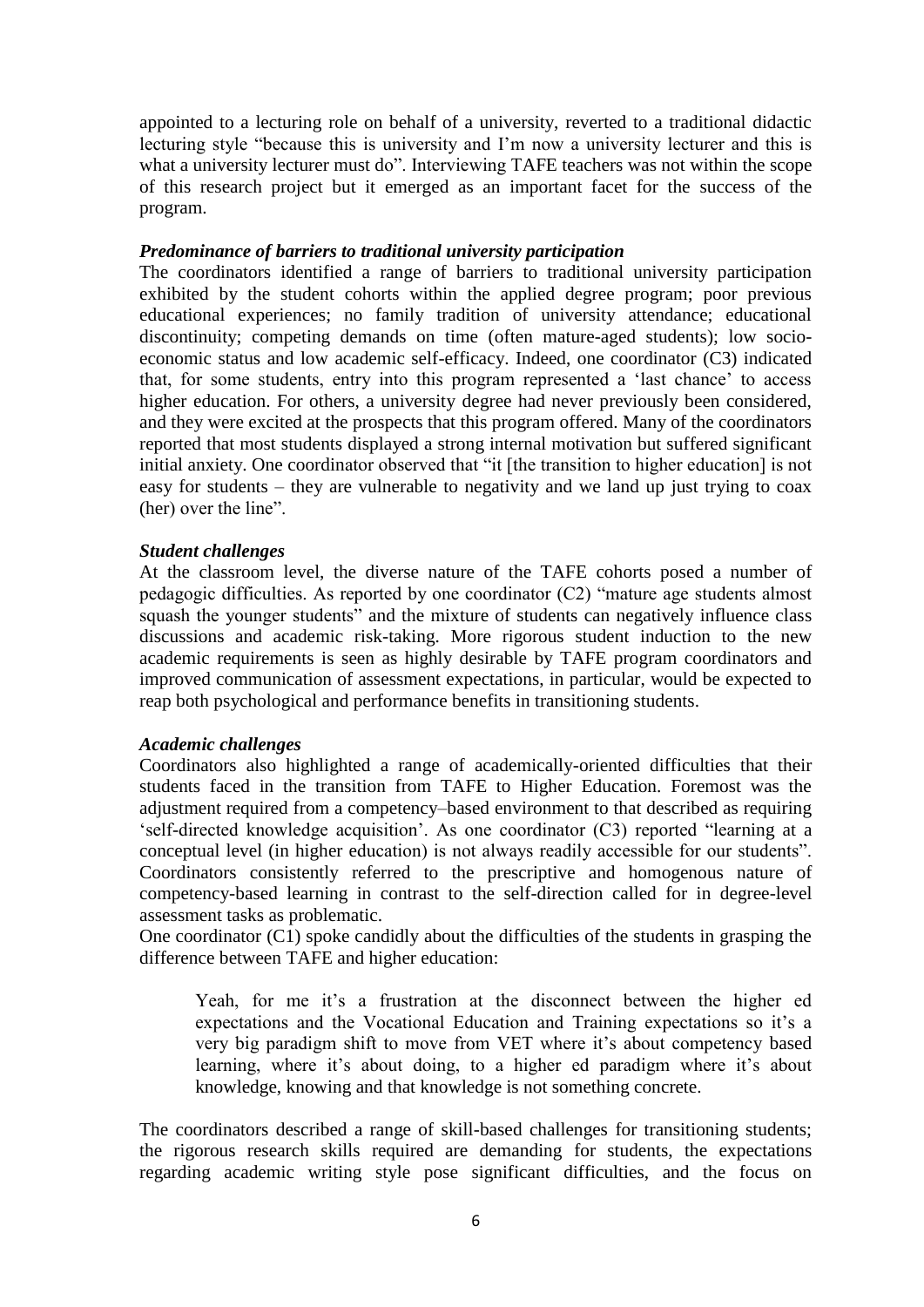appointed to a lecturing role on behalf of a university, reverted to a traditional didactic lecturing style "because this is university and I'm now a university lecturer and this is what a university lecturer must do". Interviewing TAFE teachers was not within the scope of this research project but it emerged as an important facet for the success of the program.

### *Predominance of barriers to traditional university participation*

The coordinators identified a range of barriers to traditional university participation exhibited by the student cohorts within the applied degree program; poor previous educational experiences; no family tradition of university attendance; educational discontinuity; competing demands on time (often mature-aged students); low socio-economic status and low academic self-efficacy. Indeed, one coordinator (C3) indicated that, for some students, entry into this program represented a 'last chance' to access higher education. For others, a university degree had never previously been considered, and they were excited at the prospects that this program offered. Many of the coordinators reported that most students displayed a strong internal motivation but suffered significant initial anxiety. One coordinator observed that "it [the transition to higher education] is not easy for students – they are vulnerable to negativity and we land up just trying to coax (her) over the line".

### *Student challenges*

At the classroom level, the diverse nature of the TAFE cohorts posed a number of pedagogic difficulties. As reported by one coordinator (C2) "mature age students almost squash the younger students" and the mixture of students can negatively influence class discussions and academic risk-taking. More rigorous student induction to the new academic requirements is seen as highly desirable by TAFE program coordinators and improved communication of assessment expectations, in particular, would be expected to reap both psychological and performance benefits in transitioning students.

### *Academic challenges*

Coordinators also highlighted a range of academically-oriented difficulties that their students faced in the transition from TAFE to Higher Education. Foremost was the adjustment required from a competency–based environment to that described as requiring 'self-directed knowledge acquisition'. As one coordinator (C3) reported "learning at a conceptual level (in higher education) is not always readily accessible for our students". Coordinators consistently referred to the prescriptive and homogenous nature of competency-based learning in contrast to the self-direction called for in degree-level assessment tasks as problematic.

One coordinator (C1) spoke candidly about the difficulties of the students in grasping the difference between TAFE and higher education:

> Yeah, for me it's a frustration at the disconnect between the higher ed expectations and the Vocational Education and Training expectations so it's a very big paradigm shift to move from VET where it's about competency based learning, where it's about doing, to a higher ed paradigm where it's about knowledge, knowing and that knowledge is not something concrete.

The coordinators described a range of skill-based challenges for transitioning students; the rigorous research skills required are demanding for students, the expectations regarding academic writing style pose significant difficulties, and the focus on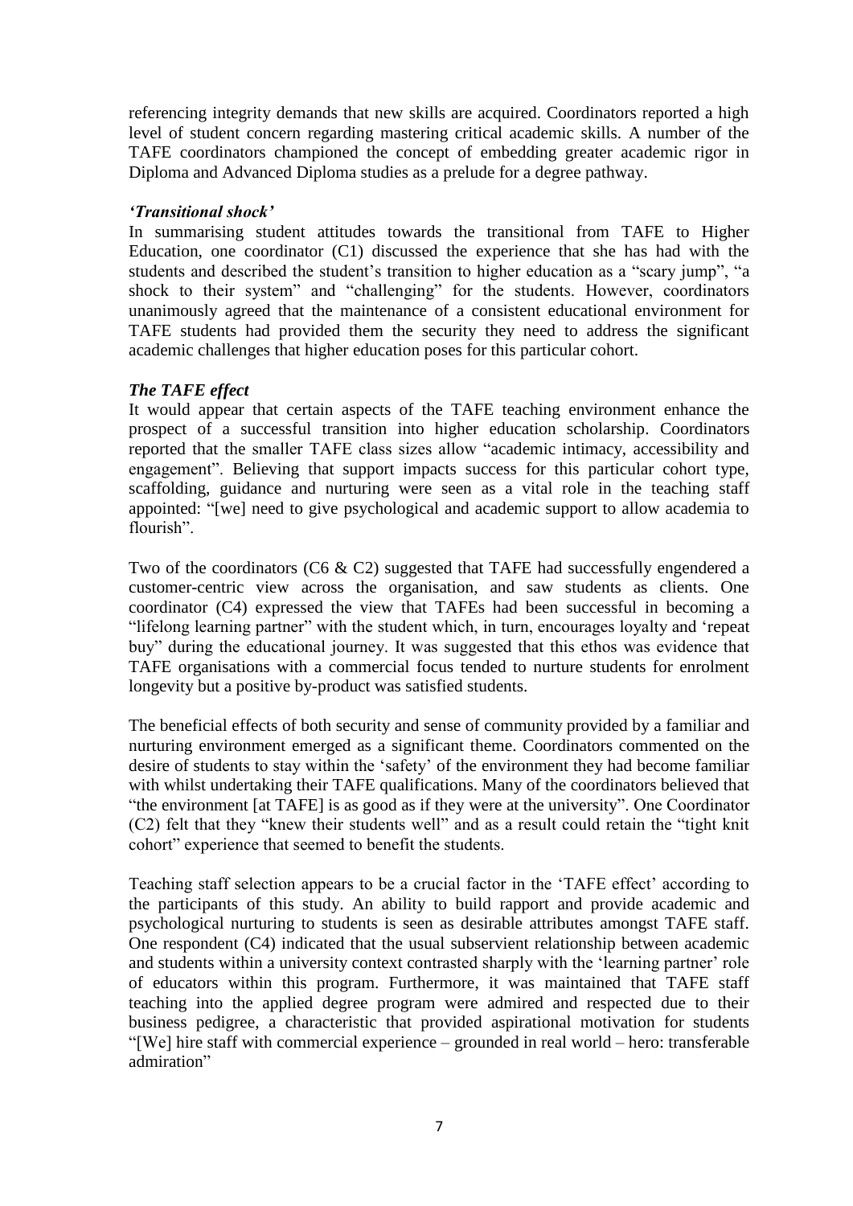referencing integrity demands that new skills are acquired. Coordinators reported a high level of student concern regarding mastering critical academic skills. A number of the TAFE coordinators championed the concept of embedding greater academic rigor in Diploma and Advanced Diploma studies as a prelude for a degree pathway.

### *'Transitional shock'*

In summarising student attitudes towards the transitional from TAFE to Higher Education, one coordinator (C1) discussed the experience that she has had with the students and described the student's transition to higher education as a "scary jump", "a shock to their system" and "challenging" for the students. However, coordinators unanimously agreed that the maintenance of a consistent educational environment for TAFE students had provided them the security they need to address the significant academic challenges that higher education poses for this particular cohort.

### *The TAFE effect*

It would appear that certain aspects of the TAFE teaching environment enhance the prospect of a successful transition into higher education scholarship. Coordinators reported that the smaller TAFE class sizes allow "academic intimacy, accessibility and engagement". Believing that support impacts success for this particular cohort type, scaffolding, guidance and nurturing were seen as a vital role in the teaching staff appointed: "[we] need to give psychological and academic support to allow academia to flourish".

Two of the coordinators (C6 & C2) suggested that TAFE had successfully engendered a customer-centric view across the organisation, and saw students as clients. One coordinator (C4) expressed the view that TAFEs had been successful in becoming a "lifelong learning partner" with the student which, in turn, encourages loyalty and 'repeat buy" during the educational journey. It was suggested that this ethos was evidence that TAFE organisations with a commercial focus tended to nurture students for enrolment longevity but a positive by-product was satisfied students.

The beneficial effects of both security and sense of community provided by a familiar and nurturing environment emerged as a significant theme. Coordinators commented on the desire of students to stay within the 'safety' of the environment they had become familiar with whilst undertaking their TAFE qualifications. Many of the coordinators believed that "the environment [at TAFE] is as good as if they were at the university". One Coordinator (C2) felt that they "knew their students well" and as a result could retain the "tight knit cohort" experience that seemed to benefit the students.

Teaching staff selection appears to be a crucial factor in the 'TAFE effect' according to the participants of this study. An ability to build rapport and provide academic and psychological nurturing to students is seen as desirable attributes amongst TAFE staff. One respondent (C4) indicated that the usual subservient relationship between academic and students within a university context contrasted sharply with the 'learning partner' role of educators within this program. Furthermore, it was maintained that TAFE staff teaching into the applied degree program were admired and respected due to their business pedigree, a characteristic that provided aspirational motivation for students "[We] hire staff with commercial experience – grounded in real world – hero: transferable admiration"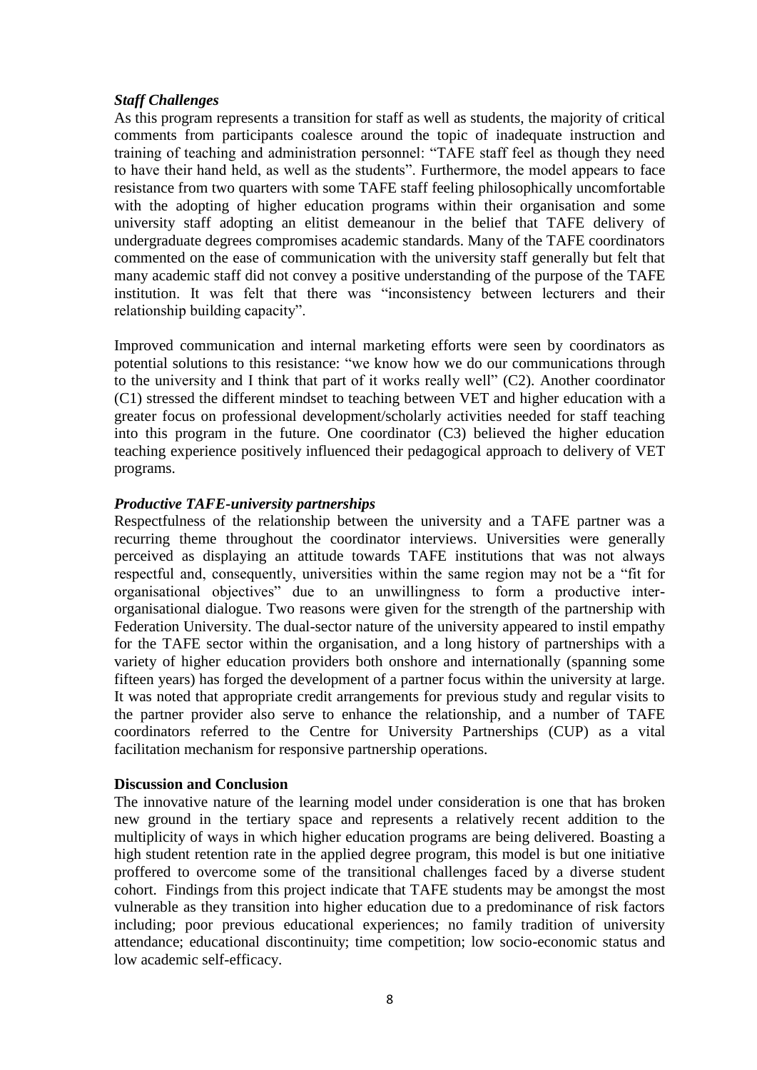### *Staff Challenges*

As this program represents a transition for staff as well as students, the majority of critical comments from participants coalesce around the topic of inadequate instruction and training of teaching and administration personnel: "TAFE staff feel as though they need to have their hand held, as well as the students". Furthermore, the model appears to face resistance from two quarters with some TAFE staff feeling philosophically uncomfortable with the adopting of higher education programs within their organisation and some university staff adopting an elitist demeanour in the belief that TAFE delivery of undergraduate degrees compromises academic standards. Many of the TAFE coordinators commented on the ease of communication with the university staff generally but felt that many academic staff did not convey a positive understanding of the purpose of the TAFE institution. It was felt that there was "inconsistency between lecturers and their relationship building capacity".

Improved communication and internal marketing efforts were seen by coordinators as potential solutions to this resistance: "we know how we do our communications through to the university and I think that part of it works really well" (C2). Another coordinator (C1) stressed the different mindset to teaching between VET and higher education with a greater focus on professional development/scholarly activities needed for staff teaching into this program in the future. One coordinator (C3) believed the higher education teaching experience positively influenced their pedagogical approach to delivery of VET programs.

### *Productive TAFE-university partnerships*

Respectfulness of the relationship between the university and a TAFE partner was a recurring theme throughout the coordinator interviews. Universities were generally perceived as displaying an attitude towards TAFE institutions that was not always respectful and, consequently, universities within the same region may not be a "fit for organisational objectives" due to an unwillingness to form a productive inter-organisational dialogue. Two reasons were given for the strength of the partnership with Federation University. The dual-sector nature of the university appeared to instil empathy for the TAFE sector within the organisation, and a long history of partnerships with a variety of higher education providers both onshore and internationally (spanning some fifteen years) has forged the development of a partner focus within the university at large. It was noted that appropriate credit arrangements for previous study and regular visits to the partner provider also serve to enhance the relationship, and a number of TAFE coordinators referred to the Centre for University Partnerships (CUP) as a vital facilitation mechanism for responsive partnership operations.

## **Discussion and Conclusion**

The innovative nature of the learning model under consideration is one that has broken new ground in the tertiary space and represents a relatively recent addition to the multiplicity of ways in which higher education programs are being delivered. Boasting a high student retention rate in the applied degree program, this model is but one initiative proffered to overcome some of the transitional challenges faced by a diverse student cohort. Findings from this project indicate that TAFE students may be amongst the most vulnerable as they transition into higher education due to a predominance of risk factors including; poor previous educational experiences; no family tradition of university attendance; educational discontinuity; time competition; low socio-economic status and low academic self-efficacy.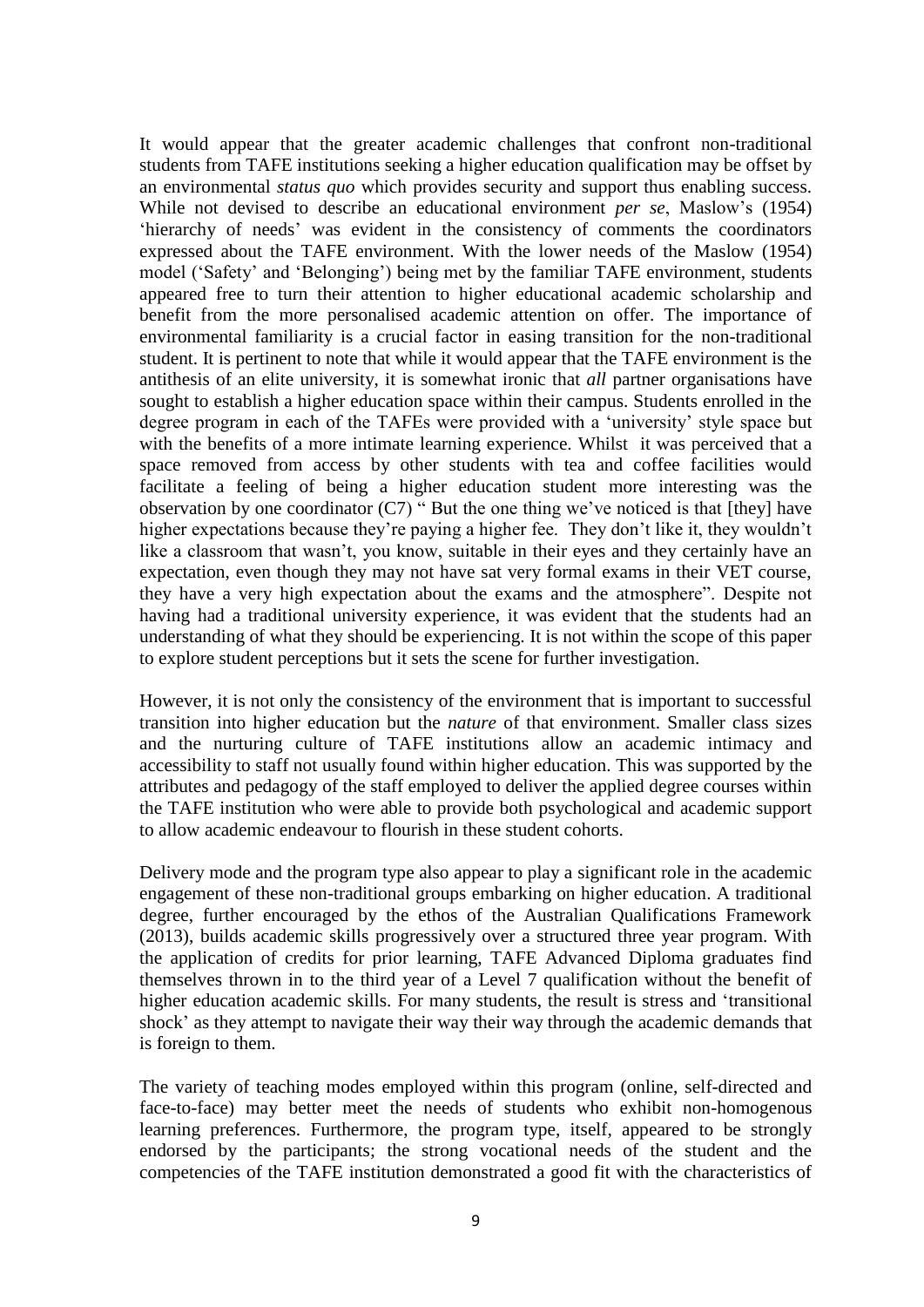It would appear that the greater academic challenges that confront non-traditional students from TAFE institutions seeking a higher education qualification may be offset by an environmental *status quo* which provides security and support thus enabling success. While not devised to describe an educational environment *per se*, Maslow's (1954) 'hierarchy of needs' was evident in the consistency of comments the coordinators expressed about the TAFE environment. With the lower needs of the Maslow (1954) model ('Safety' and 'Belonging') being met by the familiar TAFE environment, students appeared free to turn their attention to higher educational academic scholarship and benefit from the more personalised academic attention on offer. The importance of environmental familiarity is a crucial factor in easing transition for the non-traditional student. It is pertinent to note that while it would appear that the TAFE environment is the antithesis of an elite university, it is somewhat ironic that *all* partner organisations have sought to establish a higher education space within their campus. Students enrolled in the degree program in each of the TAFEs were provided with a 'university' style space but with the benefits of a more intimate learning experience. Whilst it was perceived that a space removed from access by other students with tea and coffee facilities would facilitate a feeling of being a higher education student more interesting was the observation by one coordinator (C7) " But the one thing we've noticed is that [they] have higher expectations because they're paying a higher fee. They don't like it, they wouldn't like a classroom that wasn't, you know, suitable in their eyes and they certainly have an expectation, even though they may not have sat very formal exams in their VET course, they have a very high expectation about the exams and the atmosphere". Despite not having had a traditional university experience, it was evident that the students had an understanding of what they should be experiencing. It is not within the scope of this paper to explore student perceptions but it sets the scene for further investigation.

However, it is not only the consistency of the environment that is important to successful transition into higher education but the *nature* of that environment. Smaller class sizes and the nurturing culture of TAFE institutions allow an academic intimacy and accessibility to staff not usually found within higher education. This was supported by the attributes and pedagogy of the staff employed to deliver the applied degree courses within the TAFE institution who were able to provide both psychological and academic support to allow academic endeavour to flourish in these student cohorts.

Delivery mode and the program type also appear to play a significant role in the academic engagement of these non-traditional groups embarking on higher education. A traditional degree, further encouraged by the ethos of the Australian Qualifications Framework (2013), builds academic skills progressively over a structured three year program. With the application of credits for prior learning, TAFE Advanced Diploma graduates find themselves thrown in to the third year of a Level 7 qualification without the benefit of higher education academic skills. For many students, the result is stress and 'transitional shock' as they attempt to navigate their way their way through the academic demands that is foreign to them.

The variety of teaching modes employed within this program (online, self-directed and face-to-face) may better meet the needs of students who exhibit non-homogenous learning preferences. Furthermore, the program type, itself, appeared to be strongly endorsed by the participants; the strong vocational needs of the student and the competencies of the TAFE institution demonstrated a good fit with the characteristics of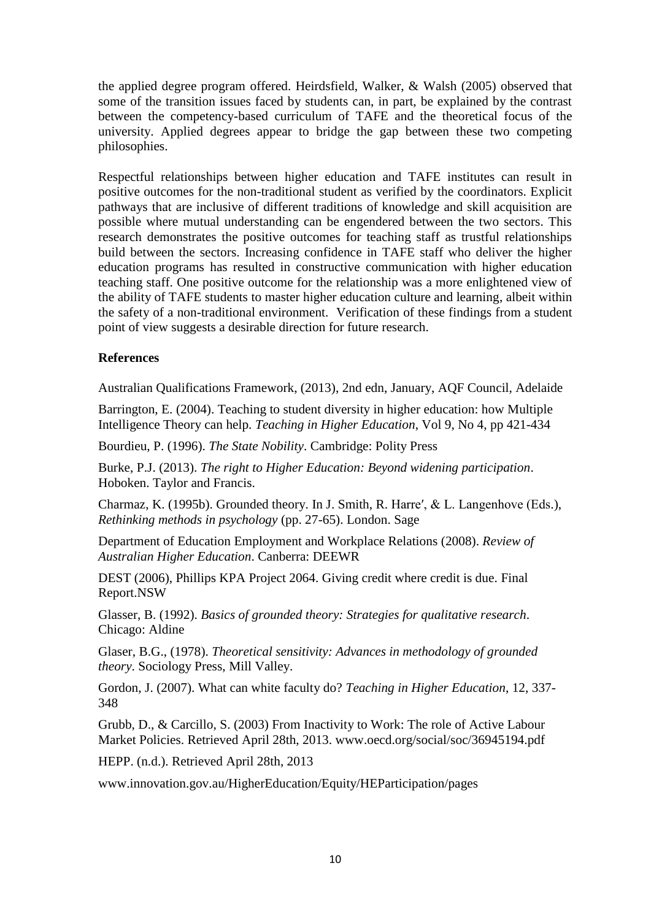the applied degree program offered. Heirdsfield, Walker, & Walsh (2005) observed that some of the transition issues faced by students can, in part, be explained by the contrast between the competency-based curriculum of TAFE and the theoretical focus of the university. Applied degrees appear to bridge the gap between these two competing philosophies.

Respectful relationships between higher education and TAFE institutes can result in positive outcomes for the non-traditional student as verified by the coordinators. Explicit pathways that are inclusive of different traditions of knowledge and skill acquisition are possible where mutual understanding can be engendered between the two sectors. This research demonstrates the positive outcomes for teaching staff as trustful relationships build between the sectors. Increasing confidence in TAFE staff who deliver the higher education programs has resulted in constructive communication with higher education teaching staff. One positive outcome for the relationship was a more enlightened view of the ability of TAFE students to master higher education culture and learning, albeit within the safety of a non-traditional environment. Verification of these findings from a student point of view suggests a desirable direction for future research.

**References**

Australian Qualifications Framework, (2013), 2nd edn, January, AQF Council, Adelaide

Barrington, E. (2004). Teaching to student diversity in higher education: how Multiple Intelligence Theory can help. *Teaching in Higher Education*, Vol 9, No 4, pp 421-434

Bourdieu, P. (1996). *The State Nobility*. Cambridge: Polity Press

Burke, P.J. (2013). *The right to Higher Education: Beyond widening participation*. Hoboken. Taylor and Francis.

Charmaz, K. (1995b). Grounded theory. In J. Smith, R. Harre′, & L. Langenhove (Eds.), *Rethinking methods in psychology* (pp. 27-65). London. Sage

Department of Education Employment and Workplace Relations (2008). *Review of Australian Higher Education*. Canberra: DEEWR

DEST (2006), Phillips KPA Project 2064. Giving credit where credit is due. Final Report.NSW

Glasser, B. (1992). *Basics of grounded theory: Strategies for qualitative research*. Chicago: Aldine

Glaser, B.G., (1978). *Theoretical sensitivity: Advances in methodology of grounded theory*. Sociology Press, Mill Valley.

Gordon, J. (2007). What can white faculty do? *Teaching in Higher Education*, 12, 337-348

Grubb, D., & Carcillo, S. (2003) From Inactivity to Work: The role of Active Labour Market Policies. Retrieved April 28th, 2013. www.oecd.org/social/soc/36945194.pdf

HEPP. (n.d.). Retrieved April 28th, 2013

www.innovation.gov.au/HigherEducation/Equity/HEParticipation/pages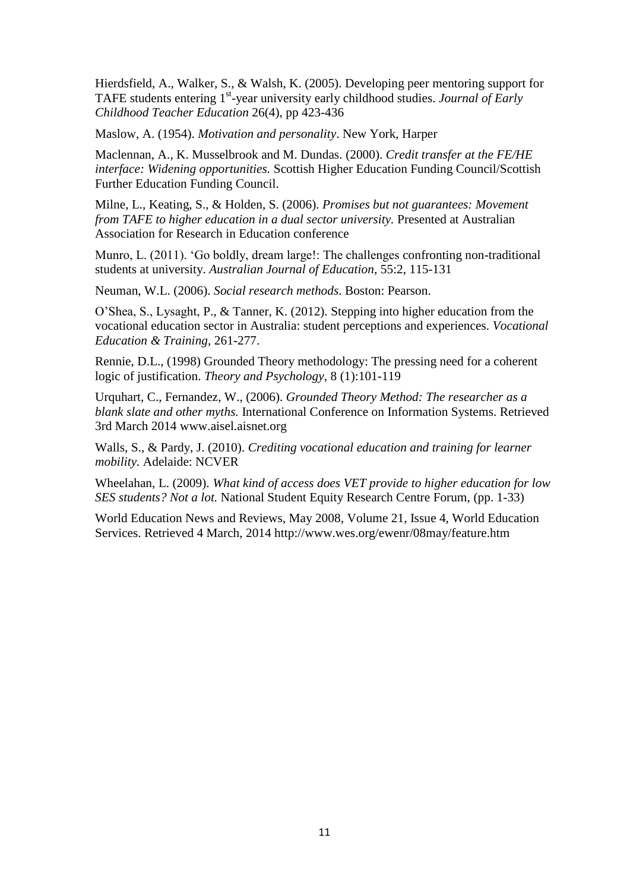Hierdsfield, A., Walker, S., & Walsh, K. (2005). Developing peer mentoring support for TAFE students entering 1st-year university early childhood studies. *Journal of Early Childhood Teacher Education* 26(4), pp 423-436

Maslow, A. (1954). *Motivation and personality*. New York, Harper

Maclennan, A., K. Musselbrook and M. Dundas. (2000). *Credit transfer at the FE/HE interface: Widening opportunities.* Scottish Higher Education Funding Council/Scottish Further Education Funding Council.

Milne, L., Keating, S., & Holden, S. (2006). *Promises but not guarantees: Movement from TAFE to higher education in a dual sector university.* Presented at Australian Association for Research in Education conference

Munro, L. (2011). 'Go boldly, dream large!: The challenges confronting non-traditional students at university. *Australian Journal of Education*, 55:2, 115-131

Neuman, W.L. (2006). *Social research methods*. Boston: Pearson.

O'Shea, S., Lysaght, P., & Tanner, K. (2012). Stepping into higher education from the vocational education sector in Australia: student perceptions and experiences. *Vocational Education & Training*, 261-277.

Rennie, D.L., (1998) Grounded Theory methodology: The pressing need for a coherent logic of justification. *Theory and Psychology*, 8 (1):101-119

Urquhart, C., Fernandez, W., (2006). *Grounded Theory Method: The researcher as a blank slate and other myths.* International Conference on Information Systems. Retrieved 3rd March 2014 www.aisel.aisnet.org

Walls, S., & Pardy, J. (2010). *Crediting vocational education and training for learner mobility.* Adelaide: NCVER

Wheelahan, L. (2009). *What kind of access does VET provide to higher education for low SES students? Not a lot.* National Student Equity Research Centre Forum, (pp. 1-33)

World Education News and Reviews, May 2008, Volume 21, Issue 4, World Education Services. Retrieved 4 March, 2014 http://www.wes.org/ewenr/08may/feature.htm